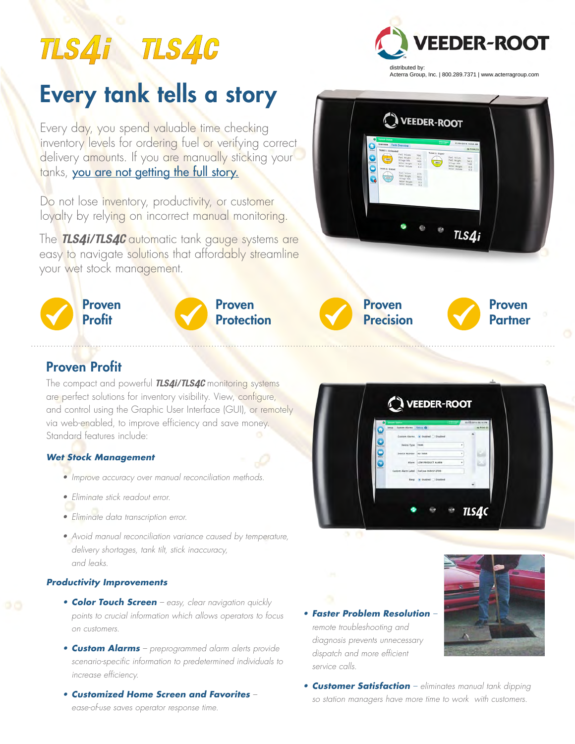# TLS4i TLS4C

distributed by:
Acterra Group, Inc. | 800.289.7371 | www.acterragroup.com

# Every tank tells a story

Every day, you spend valuable time checking inventory levels for ordering fuel or verifying correct delivery amounts. If you are manually sticking your tanks, you are not getting the full story.

Do not lose inventory, productivity, or customer loyalty by relying on incorrect manual monitoring.

The ***TLS4i/TLS4C*** automatic tank gauge systems are easy to navigate solutions that affordably streamline your wet stock management.

**Proven Profit** | **Proven Protection** | **Proven Precision** | **Proven Partner**

## Proven Profit

The compact and powerful ***TLS4i/TLS4C*** monitoring systems are perfect solutions for inventory visibility. View, configure, and control using the Graphic User Interface (GUI), or remotely via web-enabled, to improve efficiency and save money. Standard features include:

### *Wet Stock Management*

- *Improve accuracy over manual reconciliation methods.*
- *Eliminate stick readout error.*
- *Eliminate data transcription error.*
- *Avoid manual reconciliation variance caused by temperature, delivery shortages, tank tilt, stick inaccuracy, and leaks.*

### *Productivity Improvements*

- ***Color Touch Screen*** – *easy, clear navigation quickly points to crucial information which allows operators to focus on customers.*
- ***Custom Alarms*** – *preprogrammed alarm alerts provide scenario-specific information to predetermined individuals to increase efficiency.*
- ***Customized Home Screen and Favorites*** – *ease-of-use saves operator response time.*
- ***Faster Problem Resolution*** – *remote troubleshooting and diagnosis prevents unnecessary dispatch and more efficient service calls.*
- ***Customer Satisfaction*** – *eliminates manual tank dipping so station managers have more time to work with customers.*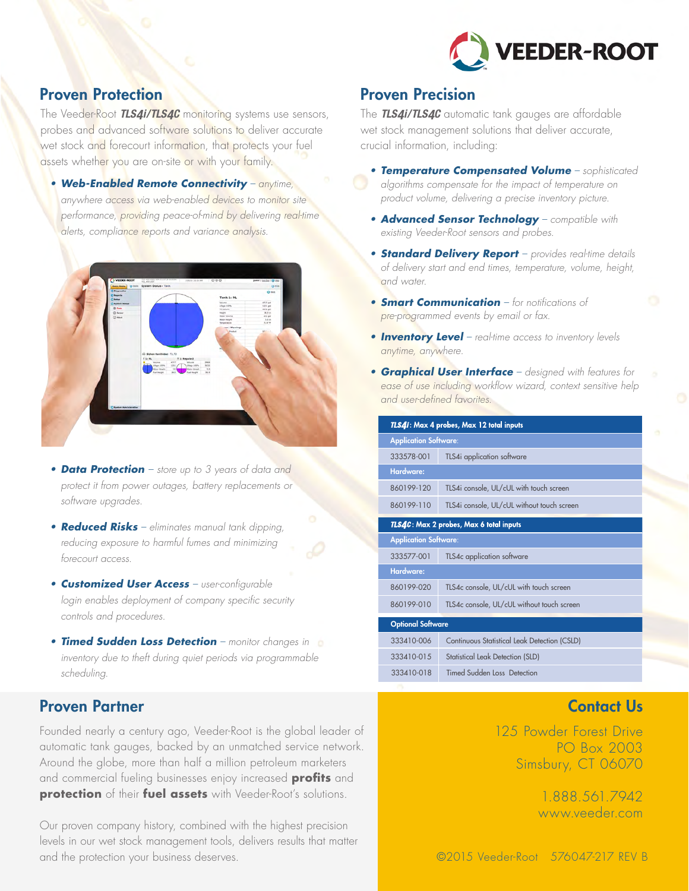VEEDER-ROOT

## Proven Protection

The Veeder-Root ***TLS4i/TLS4C*** monitoring systems use sensors, probes and advanced software solutions to deliver accurate wet stock and forecourt information, that protects your fuel assets whether you are on-site or with your family.

- ***Web-Enabled Remote Connectivity*** – *anytime, anywhere access via web-enabled devices to monitor site performance, providing peace-of-mind by delivering real-time alerts, compliance reports and variance analysis.*

- ***Data Protection*** – *store up to 3 years of data and protect it from power outages, battery replacements or software upgrades.*
- ***Reduced Risks*** – *eliminates manual tank dipping, reducing exposure to harmful fumes and minimizing forecourt access.*
- ***Customized User Access*** – *user-configurable login enables deployment of company specific security controls and procedures.*
- ***Timed Sudden Loss Detection*** – *monitor changes in inventory due to theft during quiet periods via programmable scheduling.*

## Proven Precision

The ***TLS4i/TLS4C*** automatic tank gauges are affordable wet stock management solutions that deliver accurate, crucial information, including:

- ***Temperature Compensated Volume*** – *sophisticated algorithms compensate for the impact of temperature on product volume, delivering a precise inventory picture.*
- ***Advanced Sensor Technology*** – *compatible with existing Veeder-Root sensors and probes.*
- ***Standard Delivery Report*** – *provides real-time details of delivery start and end times, temperature, volume, height, and water.*
- ***Smart Communication*** – *for notifications of pre-programmed events by email or fax.*
- ***Inventory Level*** – *real-time access to inventory levels anytime, anywhere.*
- ***Graphical User Interface*** – *designed with features for ease of use including workflow wizard, context sensitive help and user-defined favorites.*

| | |
|---|---|
| ***TLS4i*: Max 4 probes, Max 12 total inputs** | |
| **Application Software:** | |
| 333578-001 | TLS4i application software |
| **Hardware:** | |
| 860199-120 | TLS4i console, UL/cUL with touch screen |
| 860199-110 | TLS4i console, UL/cUL without touch screen |
| ***TLS4C*: Max 2 probes, Max 6 total inputs** | |
| **Application Software:** | |
| 333577-001 | TLS4c application software |
| **Hardware:** | |
| 860199-020 | TLS4c console, UL/cUL with touch screen |
| 860199-010 | TLS4c console, UL/cUL without touch screen |
| **Optional Software** | |
| 333410-006 | Continuous Statistical Leak Detection (CSLD) |
| 333410-015 | Statistical Leak Detection (SLD) |
| 333410-018 | Timed Sudden Loss Detection |

## Proven Partner

Founded nearly a century ago, Veeder-Root is the global leader of automatic tank gauges, backed by an unmatched service network. Around the globe, more than half a million petroleum marketers and commercial fueling businesses enjoy increased **profits** and **protection** of their **fuel assets** with Veeder-Root's solutions.

Our proven company history, combined with the highest precision levels in our wet stock management tools, delivers results that matter and the protection your business deserves.

## Contact Us

125 Powder Forest Drive
PO Box 2003
Simsbury, CT 06070

1.888.561.7942
www.veeder.com

©2015 Veeder-Root 576047-217 REV B